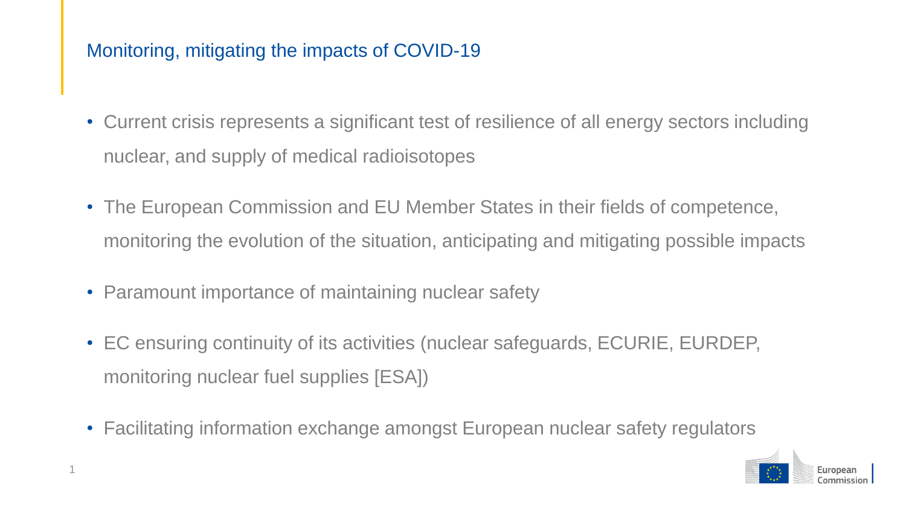# Monitoring, mitigating the impacts of COVID-19

- Current crisis represents a significant test of resilience of all energy sectors including nuclear, and supply of medical radioisotopes
- The European Commission and EU Member States in their fields of competence, monitoring the evolution of the situation, anticipating and mitigating possible impacts
- Paramount importance of maintaining nuclear safety
- EC ensuring continuity of its activities (nuclear safeguards, ECURIE, EURDEP, monitoring nuclear fuel supplies [ESA])
- Facilitating information exchange amongst European nuclear safety regulators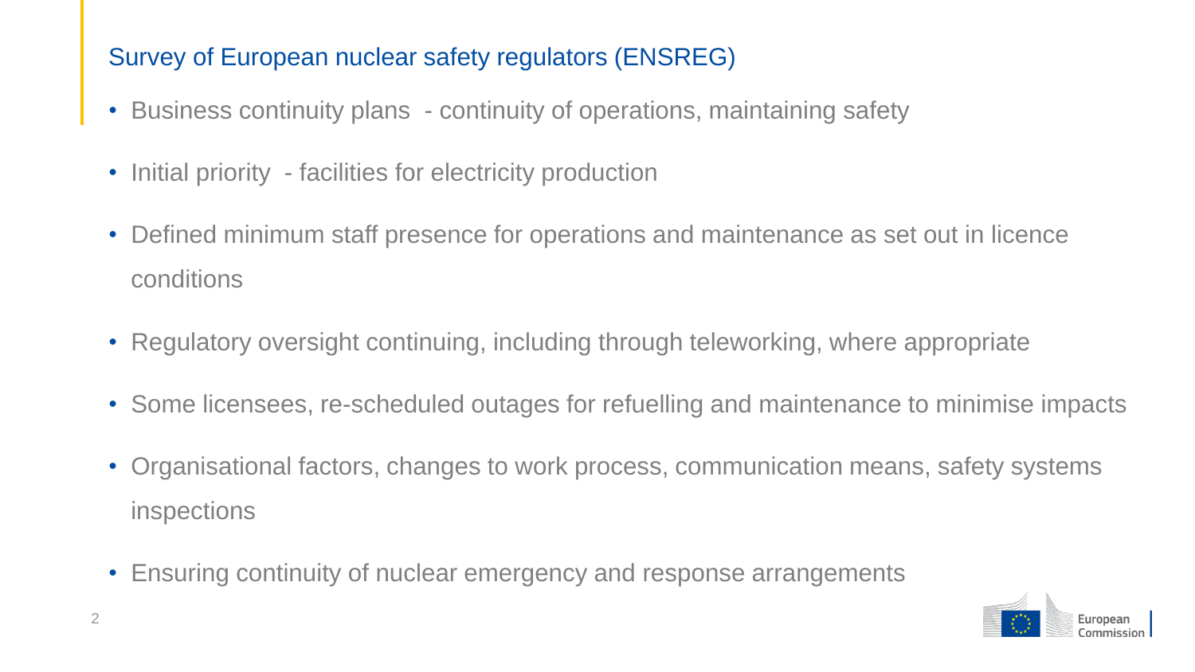## Survey of European nuclear safety regulators (ENSREG)

- Business continuity plans - continuity of operations, maintaining safety
- Initial priority - facilities for electricity production
- Defined minimum staff presence for operations and maintenance as set out in licence conditions
- Regulatory oversight continuing, including through teleworking, where appropriate
- Some licensees, re-scheduled outages for refuelling and maintenance to minimise impacts
- Organisational factors, changes to work process, communication means, safety systems inspections
- Ensuring continuity of nuclear emergency and response arrangements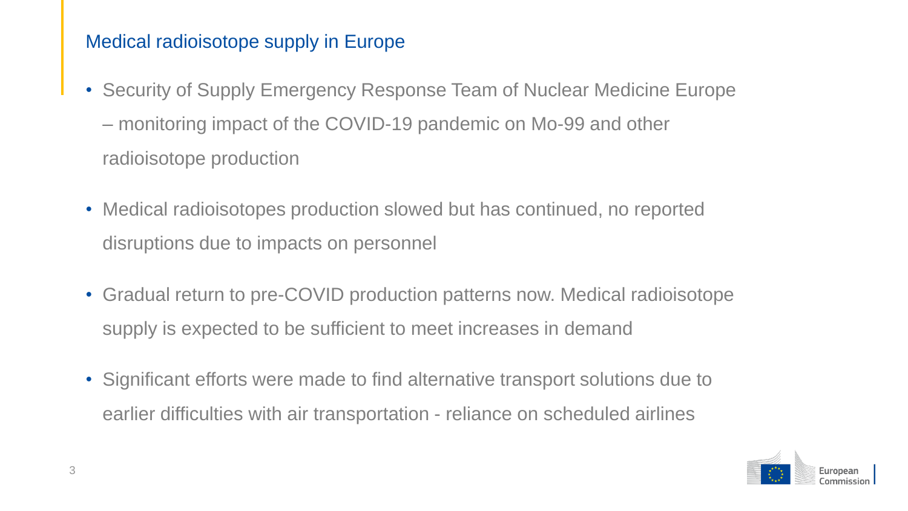## Medical radioisotope supply in Europe

- Security of Supply Emergency Response Team of Nuclear Medicine Europe – monitoring impact of the COVID-19 pandemic on Mo-99 and other radioisotope production
- Medical radioisotopes production slowed but has continued, no reported disruptions due to impacts on personnel
- Gradual return to pre-COVID production patterns now. Medical radioisotope supply is expected to be sufficient to meet increases in demand
- Significant efforts were made to find alternative transport solutions due to earlier difficulties with air transportation - reliance on scheduled airlines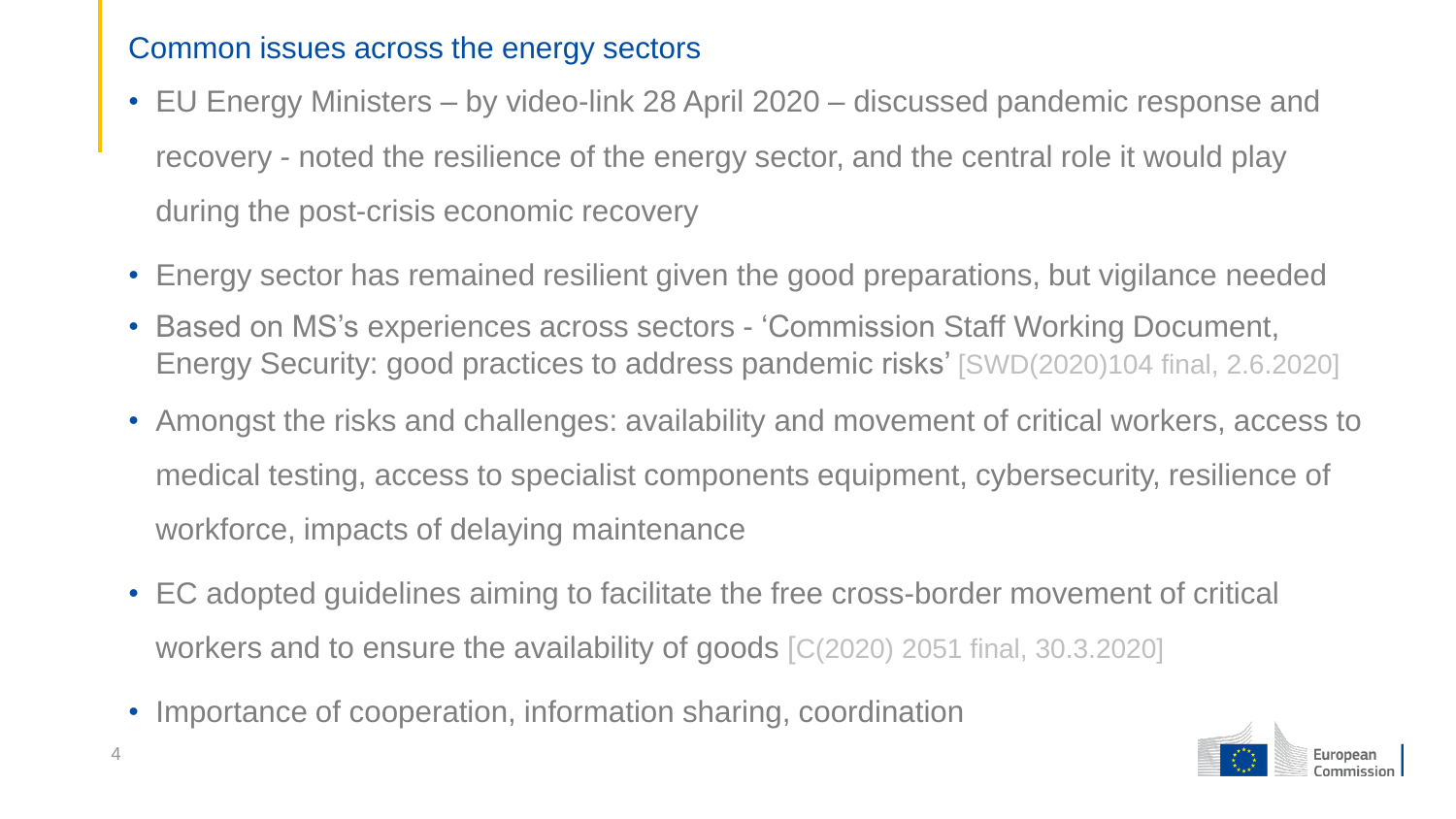## Common issues across the energy sectors

- EU Energy Ministers – by video-link 28 April 2020 – discussed pandemic response and recovery - noted the resilience of the energy sector, and the central role it would play during the post-crisis economic recovery
- Energy sector has remained resilient given the good preparations, but vigilance needed
- Based on MS's experiences across sectors - 'Commission Staff Working Document, Energy Security: good practices to address pandemic risks' [SWD(2020)104 final, 2.6.2020]
- Amongst the risks and challenges: availability and movement of critical workers, access to medical testing, access to specialist components equipment, cybersecurity, resilience of workforce, impacts of delaying maintenance
- EC adopted guidelines aiming to facilitate the free cross-border movement of critical workers and to ensure the availability of goods [C(2020) 2051 final, 30.3.2020]
- Importance of cooperation, information sharing, coordination